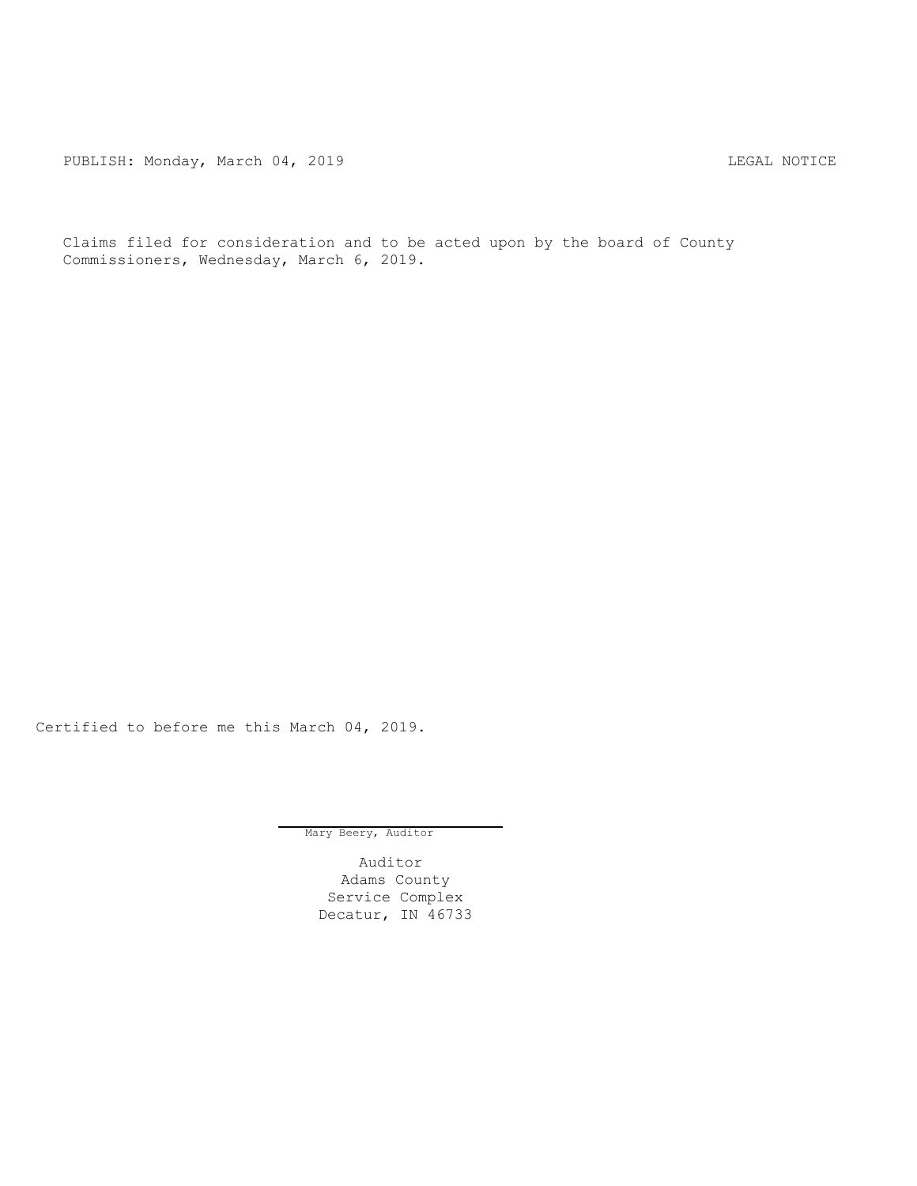PUBLISH: Monday, March 04, 2019 LEGAL NOTICE

Claims filed for consideration and to be acted upon by the board of County Commissioners, Wednesday, March 6, 2019.

Certified to before me this March 04, 2019.

Mary Beery, Auditor

Auditor
Adams County
Service Complex
Decatur, IN 46733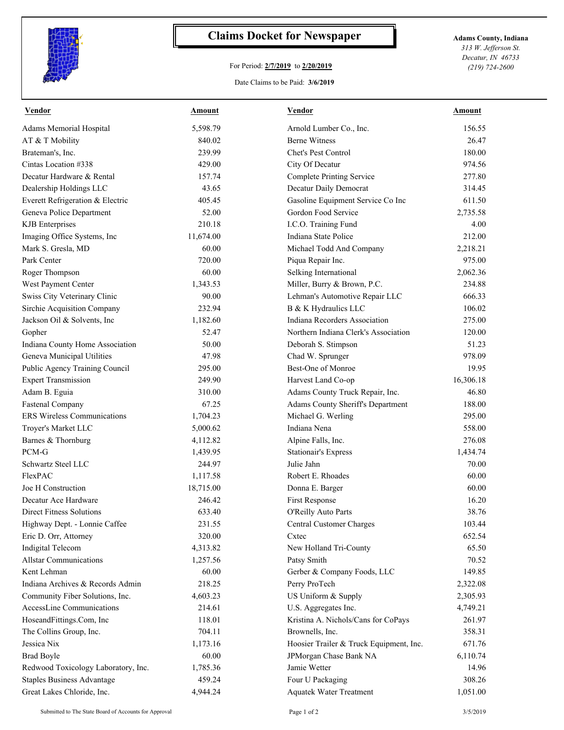# Claims Docket for Newspaper

For Period: **2/7/2019** to **2/20/2019**

Date Claims to be Paid: **3/6/2019**

**Adams County, Indiana**
*313 W. Jefferson St.*
*Decatur, IN 46733*
*(219) 724-2600*

| Vendor | Amount | Vendor | Amount |
|---|---|---|---|
| Adams Memorial Hospital | 5,598.79 | Arnold Lumber Co., Inc. | 156.55 |
| AT & T Mobility | 840.02 | Berne Witness | 26.47 |
| Brateman's, Inc. | 239.99 | Chet's Pest Control | 180.00 |
| Cintas Location #338 | 429.00 | City Of Decatur | 974.56 |
| Decatur Hardware & Rental | 157.74 | Complete Printing Service | 277.80 |
| Dealership Holdings LLC | 43.65 | Decatur Daily Democrat | 314.45 |
| Everett Refrigeration & Electric | 405.45 | Gasoline Equipment Service Co Inc | 611.50 |
| Geneva Police Department | 52.00 | Gordon Food Service | 2,735.58 |
| KJB Enterprises | 210.18 | I.C.O. Training Fund | 4.00 |
| Imaging Office Systems, Inc | 11,674.00 | Indiana State Police | 212.00 |
| Mark S. Gresla, MD | 60.00 | Michael Todd And Company | 2,218.21 |
| Park Center | 720.00 | Piqua Repair Inc. | 975.00 |
| Roger Thompson | 60.00 | Selking International | 2,062.36 |
| West Payment Center | 1,343.53 | Miller, Burry & Brown, P.C. | 234.88 |
| Swiss City Veterinary Clinic | 90.00 | Lehman's Automotive Repair LLC | 666.33 |
| Sirchie Acquisition Company | 232.94 | B & K Hydraulics LLC | 106.02 |
| Jackson Oil & Solvents, Inc | 1,182.60 | Indiana Recorders Association | 275.00 |
| Gopher | 52.47 | Northern Indiana Clerk's Association | 120.00 |
| Indiana County Home Association | 50.00 | Deborah S. Stimpson | 51.23 |
| Geneva Municipal Utilities | 47.98 | Chad W. Sprunger | 978.09 |
| Public Agency Training Council | 295.00 | Best-One of Monroe | 19.95 |
| Expert Transmission | 249.90 | Harvest Land Co-op | 16,306.18 |
| Adam B. Eguia | 310.00 | Adams County Truck Repair, Inc. | 46.80 |
| Fastenal Company | 67.25 | Adams County Sheriff's Department | 188.00 |
| ERS Wireless Communications | 1,704.23 | Michael G. Werling | 295.00 |
| Troyer's Market LLC | 5,000.62 | Indiana Nena | 558.00 |
| Barnes & Thornburg | 4,112.82 | Alpine Falls, Inc. | 276.08 |
| PCM-G | 1,439.95 | Stationair's Express | 1,434.74 |
| Schwartz Steel LLC | 244.97 | Julie Jahn | 70.00 |
| FlexPAC | 1,117.58 | Robert E. Rhoades | 60.00 |
| Joe H Construction | 18,715.00 | Donna E. Barger | 60.00 |
| Decatur Ace Hardware | 246.42 | First Response | 16.20 |
| Direct Fitness Solutions | 633.40 | O'Reilly Auto Parts | 38.76 |
| Highway Dept. - Lonnie Caffee | 231.55 | Central Customer Charges | 103.44 |
| Eric D. Orr, Attorney | 320.00 | Cxtec | 652.54 |
| Indigital Telecom | 4,313.82 | New Holland Tri-County | 65.50 |
| Allstar Communications | 1,257.56 | Patsy Smith | 70.52 |
| Kent Lehman | 60.00 | Gerber & Company Foods, LLC | 149.85 |
| Indiana Archives & Records Admin | 218.25 | Perry ProTech | 2,322.08 |
| Community Fiber Solutions, Inc. | 4,603.23 | US Uniform & Supply | 2,305.93 |
| AccessLine Communications | 214.61 | U.S. Aggregates Inc. | 4,749.21 |
| HoseandFittings.Com, Inc | 118.01 | Kristina A. Nichols/Cans for CoPays | 261.97 |
| The Collins Group, Inc. | 704.11 | Brownells, Inc. | 358.31 |
| Jessica Nix | 1,173.16 | Hoosier Trailer & Truck Equipment, Inc. | 671.76 |
| Brad Boyle | 60.00 | JPMorgan Chase Bank NA | 6,110.74 |
| Redwood Toxicology Laboratory, Inc. | 1,785.36 | Jamie Wetter | 14.96 |
| Staples Business Advantage | 459.24 | Four U Packaging | 308.26 |
| Great Lakes Chloride, Inc. | 4,944.24 | Aquatek Water Treatment | 1,051.00 |

Submitted to The State Board of Accounts for Approval

3/5/2019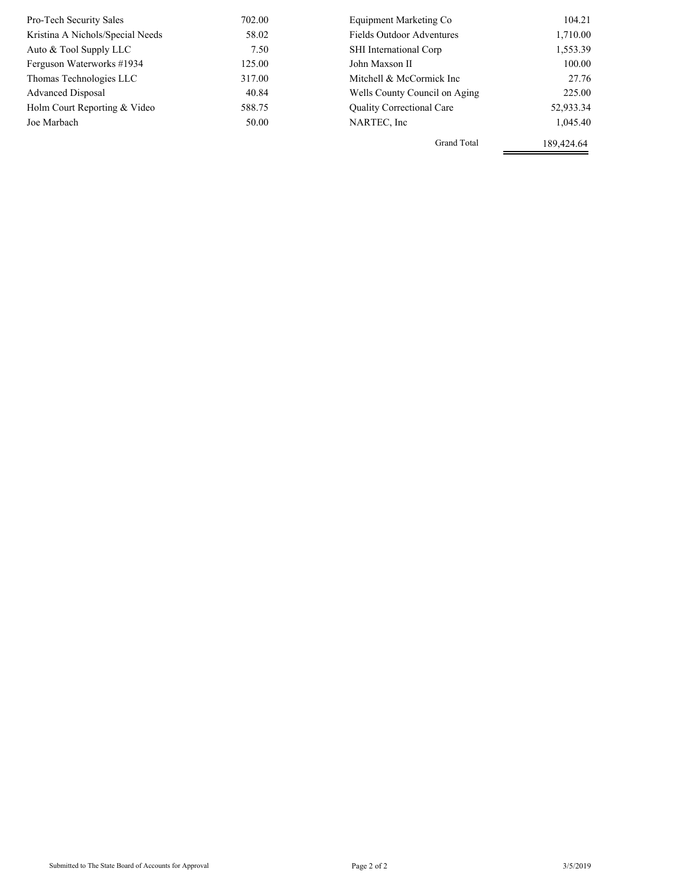| | | | |
|---|---|---|---|
| Pro-Tech Security Sales | 702.00 | Equipment Marketing Co | 104.21 |
| Kristina A Nichols/Special Needs | 58.02 | Fields Outdoor Adventures | 1,710.00 |
| Auto & Tool Supply LLC | 7.50 | SHI International Corp | 1,553.39 |
| Ferguson Waterworks #1934 | 125.00 | John Maxson II | 100.00 |
| Thomas Technologies LLC | 317.00 | Mitchell & McCormick Inc | 27.76 |
| Advanced Disposal | 40.84 | Wells County Council on Aging | 225.00 |
| Holm Court Reporting & Video | 588.75 | Quality Correctional Care | 52,933.34 |
| Joe Marbach | 50.00 | NARTEC, Inc | 1,045.40 |
| | | Grand Total | 189,424.64 |

Submitted to The State Board of Accounts for Approval

3/5/2019